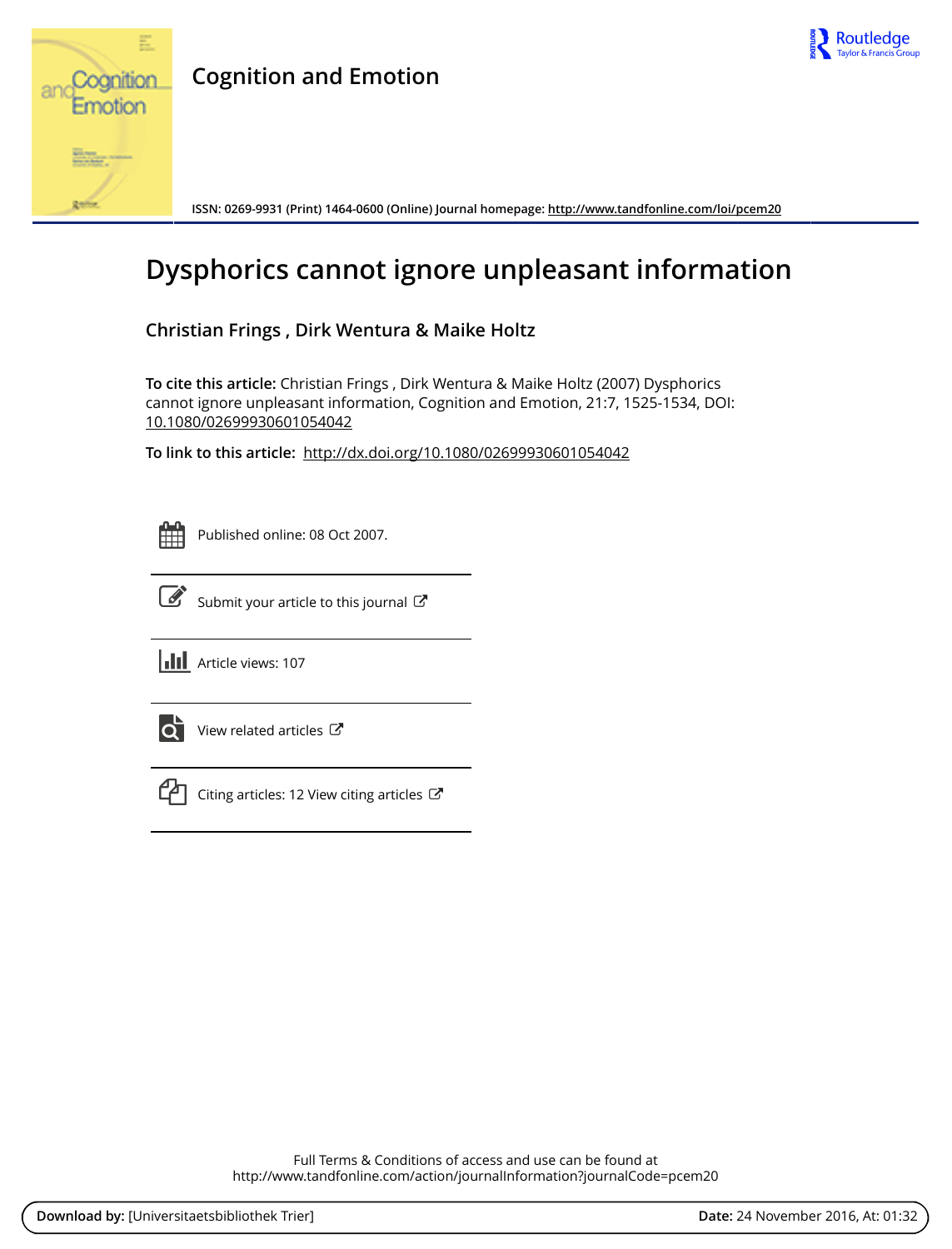# Cognition and Emotion

ISSN: 0269-9931 (Print) 1464-0600 (Online) Journal homepage: http://www.tandfonline.com/loi/pcem20

## Dysphorics cannot ignore unpleasant information

**Christian Frings , Dirk Wentura & Maike Holtz**

**To cite this article:** Christian Frings , Dirk Wentura & Maike Holtz (2007) Dysphorics cannot ignore unpleasant information, Cognition and Emotion, 21:7, 1525-1534, DOI: 10.1080/02699930601054042

**To link to this article:** http://dx.doi.org/10.1080/02699930601054042

Published online: 08 Oct 2007.

Submit your article to this journal

Article views: 107

View related articles

Citing articles: 12 View citing articles

Full Terms & Conditions of access and use can be found at
http://www.tandfonline.com/action/journalInformation?journalCode=pcem20

**Download by:** [Universitaetsbibliothek Trier] **Date:** 24 November 2016, At: 01:32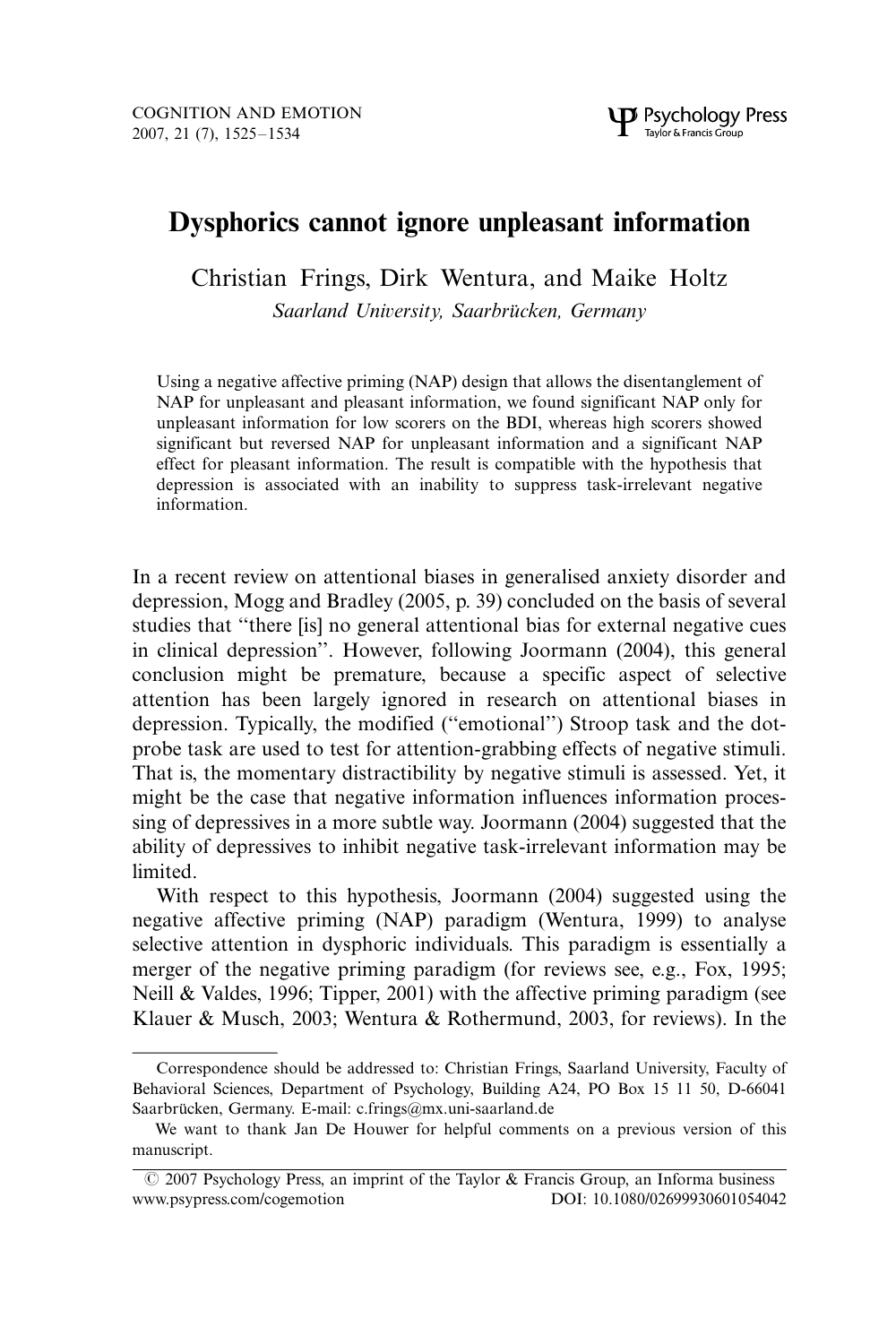# Dysphorics cannot ignore unpleasant information

Christian Frings, Dirk Wentura, and Maike Holtz

*Saarland University, Saarbrücken, Germany*

Using a negative affective priming (NAP) design that allows the disentanglement of NAP for unpleasant and pleasant information, we found significant NAP only for unpleasant information for low scorers on the BDI, whereas high scorers showed significant but reversed NAP for unpleasant information and a significant NAP effect for pleasant information. The result is compatible with the hypothesis that depression is associated with an inability to suppress task-irrelevant negative information.

In a recent review on attentional biases in generalised anxiety disorder and depression, Mogg and Bradley (2005, p. 39) concluded on the basis of several studies that "there [is] no general attentional bias for external negative cues in clinical depression". However, following Joormann (2004), this general conclusion might be premature, because a specific aspect of selective attention has been largely ignored in research on attentional biases in depression. Typically, the modified ("emotional") Stroop task and the dot-probe task are used to test for attention-grabbing effects of negative stimuli. That is, the momentary distractibility by negative stimuli is assessed. Yet, it might be the case that negative information influences information processing of depressives in a more subtle way. Joormann (2004) suggested that the ability of depressives to inhibit negative task-irrelevant information may be limited.

With respect to this hypothesis, Joormann (2004) suggested using the negative affective priming (NAP) paradigm (Wentura, 1999) to analyse selective attention in dysphoric individuals. This paradigm is essentially a merger of the negative priming paradigm (for reviews see, e.g., Fox, 1995; Neill & Valdes, 1996; Tipper, 2001) with the affective priming paradigm (see Klauer & Musch, 2003; Wentura & Rothermund, 2003, for reviews). In the

---

Correspondence should be addressed to: Christian Frings, Saarland University, Faculty of Behavioral Sciences, Department of Psychology, Building A24, PO Box 15 11 50, D-66041 Saarbrücken, Germany. E-mail: c.frings@mx.uni-saarland.de

We want to thank Jan De Houwer for helpful comments on a previous version of this manuscript.

© 2007 Psychology Press, an imprint of the Taylor & Francis Group, an Informa business www.psypress.com/cogemotion DOI: 10.1080/02699930601054042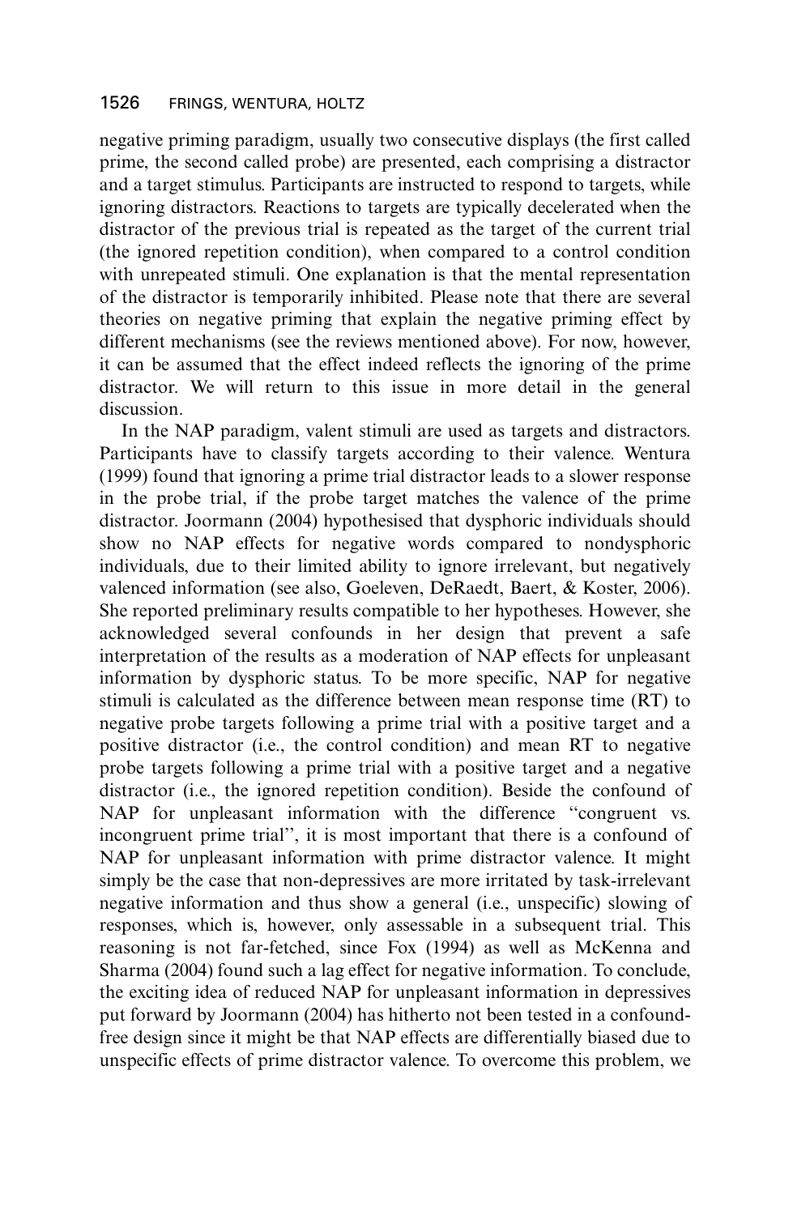negative priming paradigm, usually two consecutive displays (the first called prime, the second called probe) are presented, each comprising a distractor and a target stimulus. Participants are instructed to respond to targets, while ignoring distractors. Reactions to targets are typically decelerated when the distractor of the previous trial is repeated as the target of the current trial (the ignored repetition condition), when compared to a control condition with unrepeated stimuli. One explanation is that the mental representation of the distractor is temporarily inhibited. Please note that there are several theories on negative priming that explain the negative priming effect by different mechanisms (see the reviews mentioned above). For now, however, it can be assumed that the effect indeed reflects the ignoring of the prime distractor. We will return to this issue in more detail in the general discussion.

In the NAP paradigm, valent stimuli are used as targets and distractors. Participants have to classify targets according to their valence. Wentura (1999) found that ignoring a prime trial distractor leads to a slower response in the probe trial, if the probe target matches the valence of the prime distractor. Joormann (2004) hypothesised that dysphoric individuals should show no NAP effects for negative words compared to nondysphoric individuals, due to their limited ability to ignore irrelevant, but negatively valenced information (see also, Goeleven, DeRaedt, Baert, & Koster, 2006). She reported preliminary results compatible to her hypotheses. However, she acknowledged several confounds in her design that prevent a safe interpretation of the results as a moderation of NAP effects for unpleasant information by dysphoric status. To be more specific, NAP for negative stimuli is calculated as the difference between mean response time (RT) to negative probe targets following a prime trial with a positive target and a positive distractor (i.e., the control condition) and mean RT to negative probe targets following a prime trial with a positive target and a negative distractor (i.e., the ignored repetition condition). Beside the confound of NAP for unpleasant information with the difference "congruent vs. incongruent prime trial", it is most important that there is a confound of NAP for unpleasant information with prime distractor valence. It might simply be the case that non-depressives are more irritated by task-irrelevant negative information and thus show a general (i.e., unspecific) slowing of responses, which is, however, only assessable in a subsequent trial. This reasoning is not far-fetched, since Fox (1994) as well as McKenna and Sharma (2004) found such a lag effect for negative information. To conclude, the exciting idea of reduced NAP for unpleasant information in depressives put forward by Joormann (2004) has hitherto not been tested in a confound-free design since it might be that NAP effects are differentially biased due to unspecific effects of prime distractor valence. To overcome this problem, we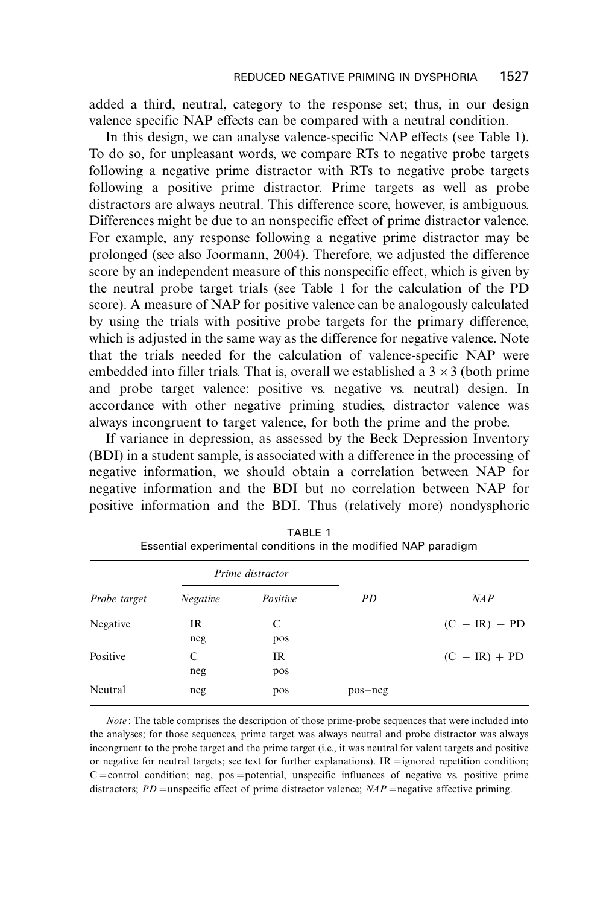added a third, neutral, category to the response set; thus, in our design valence specific NAP effects can be compared with a neutral condition.

In this design, we can analyse valence-specific NAP effects (see Table 1). To do so, for unpleasant words, we compare RTs to negative probe targets following a negative prime distractor with RTs to negative probe targets following a positive prime distractor. Prime targets as well as probe distractors are always neutral. This difference score, however, is ambiguous. Differences might be due to an nonspecific effect of prime distractor valence. For example, any response following a negative prime distractor may be prolonged (see also Joormann, 2004). Therefore, we adjusted the difference score by an independent measure of this nonspecific effect, which is given by the neutral probe target trials (see Table 1 for the calculation of the PD score). A measure of NAP for positive valence can be analogously calculated by using the trials with positive probe targets for the primary difference, which is adjusted in the same way as the difference for negative valence. Note that the trials needed for the calculation of valence-specific NAP were embedded into filler trials. That is, overall we established a $3 \times 3$ (both prime and probe target valence: positive vs. negative vs. neutral) design. In accordance with other negative priming studies, distractor valence was always incongruent to target valence, for both the prime and the probe.

If variance in depression, as assessed by the Beck Depression Inventory (BDI) in a student sample, is associated with a difference in the processing of negative information, we should obtain a correlation between NAP for negative information and the BDI but no correlation between NAP for positive information and the BDI. Thus (relatively more) nondysphoric

TABLE 1
Essential experimental conditions in the modified NAP paradigm

| | *Prime distractor* | | | |
|---|---|---|---|---|
| *Probe target* | *Negative* | *Positive* | *PD* | *NAP* |
| Negative | IR<br>neg | C<br>pos | | (C − IR) − PD |
| Positive | C<br>neg | IR<br>pos | | (C − IR) + PD |
| Neutral | neg | pos | pos−neg | |

*Note*: The table comprises the description of those prime-probe sequences that were included into the analyses; for those sequences, prime target was always neutral and probe distractor was always incongruent to the probe target and the prime target (i.e., it was neutral for valent targets and positive or negative for neutral targets; see text for further explanations). IR = ignored repetition condition; C = control condition; neg, pos = potential, unspecific influences of negative vs. positive prime distractors; *PD* = unspecific effect of prime distractor valence; *NAP* = negative affective priming.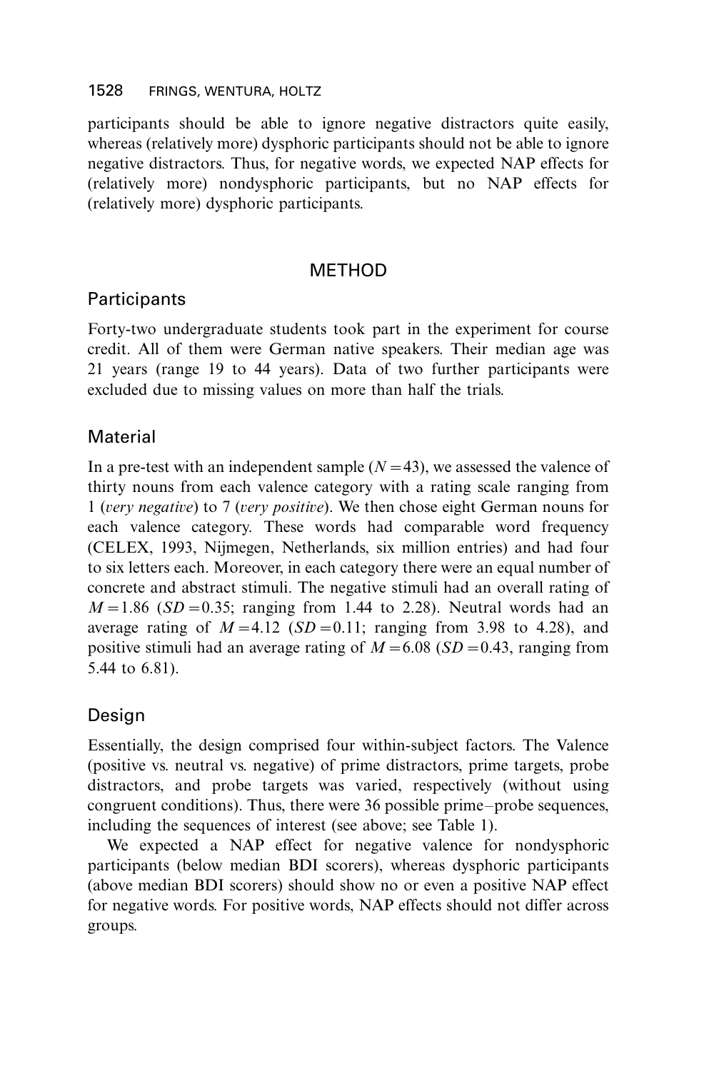participants should be able to ignore negative distractors quite easily, whereas (relatively more) dysphoric participants should not be able to ignore negative distractors. Thus, for negative words, we expected NAP effects for (relatively more) nondysphoric participants, but no NAP effects for (relatively more) dysphoric participants.

## METHOD

### Participants

Forty-two undergraduate students took part in the experiment for course credit. All of them were German native speakers. Their median age was 21 years (range 19 to 44 years). Data of two further participants were excluded due to missing values on more than half the trials.

### Material

In a pre-test with an independent sample ($N = 43$), we assessed the valence of thirty nouns from each valence category with a rating scale ranging from 1 (*very negative*) to 7 (*very positive*). We then chose eight German nouns for each valence category. These words had comparable word frequency (CELEX, 1993, Nijmegen, Netherlands, six million entries) and had four to six letters each. Moreover, in each category there were an equal number of concrete and abstract stimuli. The negative stimuli had an overall rating of $M = 1.86$ ($SD = 0.35$; ranging from 1.44 to 2.28). Neutral words had an average rating of $M = 4.12$ ($SD = 0.11$; ranging from 3.98 to 4.28), and positive stimuli had an average rating of $M = 6.08$ ($SD = 0.43$, ranging from 5.44 to 6.81).

### Design

Essentially, the design comprised four within-subject factors. The Valence (positive vs. neutral vs. negative) of prime distractors, prime targets, probe distractors, and probe targets was varied, respectively (without using congruent conditions). Thus, there were 36 possible prime–probe sequences, including the sequences of interest (see above; see Table 1).

We expected a NAP effect for negative valence for nondysphoric participants (below median BDI scorers), whereas dysphoric participants (above median BDI scorers) should show no or even a positive NAP effect for negative words. For positive words, NAP effects should not differ across groups.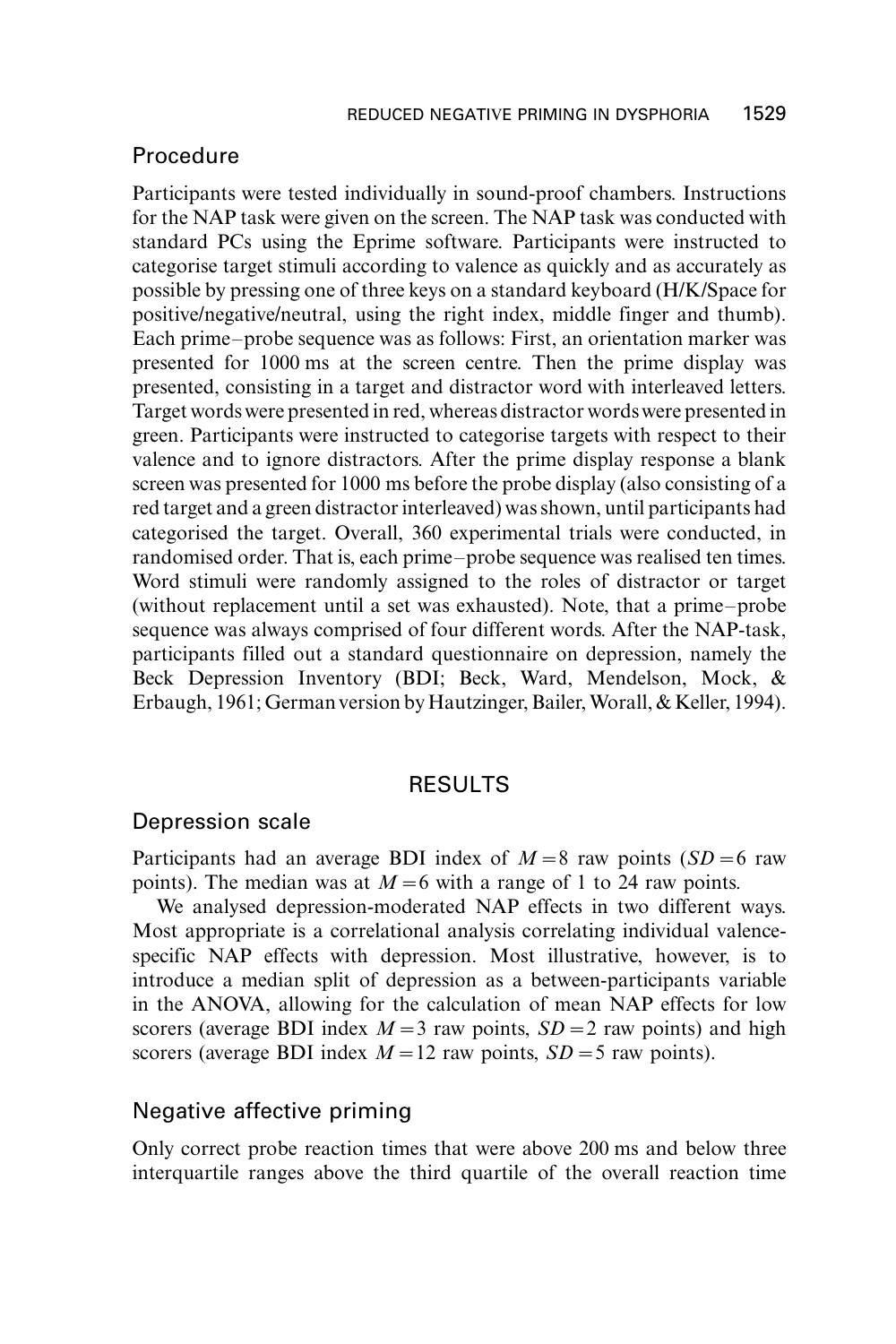## Procedure

Participants were tested individually in sound-proof chambers. Instructions for the NAP task were given on the screen. The NAP task was conducted with standard PCs using the Eprime software. Participants were instructed to categorise target stimuli according to valence as quickly and as accurately as possible by pressing one of three keys on a standard keyboard (H/K/Space for positive/negative/neutral, using the right index, middle finger and thumb). Each prime–probe sequence was as follows: First, an orientation marker was presented for 1000 ms at the screen centre. Then the prime display was presented, consisting in a target and distractor word with interleaved letters. Target words were presented in red, whereas distractor words were presented in green. Participants were instructed to categorise targets with respect to their valence and to ignore distractors. After the prime display response a blank screen was presented for 1000 ms before the probe display (also consisting of a red target and a green distractor interleaved) was shown, until participants had categorised the target. Overall, 360 experimental trials were conducted, in randomised order. That is, each prime–probe sequence was realised ten times. Word stimuli were randomly assigned to the roles of distractor or target (without replacement until a set was exhausted). Note, that a prime–probe sequence was always comprised of four different words. After the NAP-task, participants filled out a standard questionnaire on depression, namely the Beck Depression Inventory (BDI; Beck, Ward, Mendelson, Mock, & Erbaugh, 1961; German version by Hautzinger, Bailer, Worall, & Keller, 1994).

# RESULTS

## Depression scale

Participants had an average BDI index of $M = 8$ raw points ($SD = 6$ raw points). The median was at $M = 6$ with a range of 1 to 24 raw points.

We analysed depression-moderated NAP effects in two different ways. Most appropriate is a correlational analysis correlating individual valence-specific NAP effects with depression. Most illustrative, however, is to introduce a median split of depression as a between-participants variable in the ANOVA, allowing for the calculation of mean NAP effects for low scorers (average BDI index $M = 3$ raw points, $SD = 2$ raw points) and high scorers (average BDI index $M = 12$ raw points, $SD = 5$ raw points).

## Negative affective priming

Only correct probe reaction times that were above 200 ms and below three interquartile ranges above the third quartile of the overall reaction time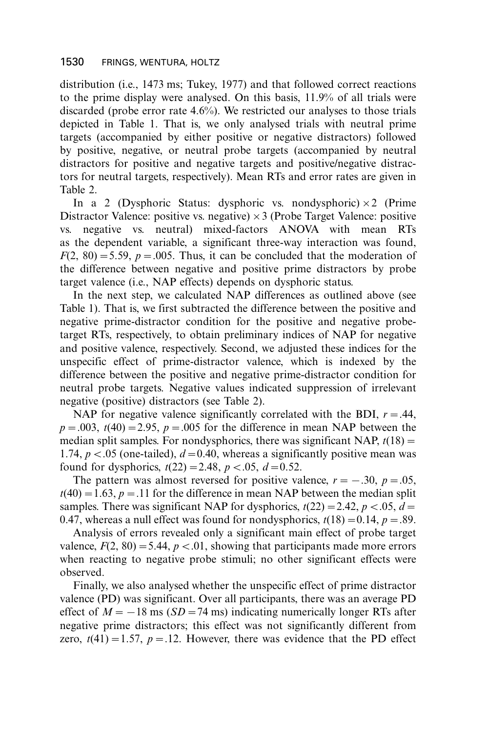distribution (i.e., 1473 ms; Tukey, 1977) and that followed correct reactions to the prime display were analysed. On this basis, 11.9% of all trials were discarded (probe error rate 4.6%). We restricted our analyses to those trials depicted in Table 1. That is, we only analysed trials with neutral prime targets (accompanied by either positive or negative distractors) followed by positive, negative, or neutral probe targets (accompanied by neutral distractors for positive and negative targets and positive/negative distractors for neutral targets, respectively). Mean RTs and error rates are given in Table 2.

In a 2 (Dysphoric Status: dysphoric vs. nondysphoric) $\times$ 2 (Prime Distractor Valence: positive vs. negative) $\times$ 3 (Probe Target Valence: positive vs. negative vs. neutral) mixed-factors ANOVA with mean RTs as the dependent variable, a significant three-way interaction was found, $F(2, 80) = 5.59$, $p = .005$. Thus, it can be concluded that the moderation of the difference between negative and positive prime distractors by probe target valence (i.e., NAP effects) depends on dysphoric status.

In the next step, we calculated NAP differences as outlined above (see Table 1). That is, we first subtracted the difference between the positive and negative prime-distractor condition for the positive and negative probe-target RTs, respectively, to obtain preliminary indices of NAP for negative and positive valence, respectively. Second, we adjusted these indices for the unspecific effect of prime-distractor valence, which is indexed by the difference between the positive and negative prime-distractor condition for neutral probe targets. Negative values indicated suppression of irrelevant negative (positive) distractors (see Table 2).

NAP for negative valence significantly correlated with the BDI, $r = .44$, $p = .003$, $t(40) = 2.95$, $p = .005$ for the difference in mean NAP between the median split samples. For nondysphorics, there was significant NAP, $t(18) = 1.74$, $p < .05$ (one-tailed), $d = 0.40$, whereas a significantly positive mean was found for dysphorics, $t(22) = 2.48$, $p < .05$, $d = 0.52$.

The pattern was almost reversed for positive valence, $r = -.30$, $p = .05$, $t(40) = 1.63$, $p = .11$ for the difference in mean NAP between the median split samples. There was significant NAP for dysphorics, $t(22) = 2.42$, $p < .05$, $d = 0.47$, whereas a null effect was found for nondysphorics, $t(18) = 0.14$, $p = .89$.

Analysis of errors revealed only a significant main effect of probe target valence, $F(2, 80) = 5.44$, $p < .01$, showing that participants made more errors when reacting to negative probe stimuli; no other significant effects were observed.

Finally, we also analysed whether the unspecific effect of prime distractor valence (PD) was significant. Over all participants, there was an average PD effect of $M = -18$ ms ($SD = 74$ ms) indicating numerically longer RTs after negative prime distractors; this effect was not significantly different from zero, $t(41) = 1.57$, $p = .12$. However, there was evidence that the PD effect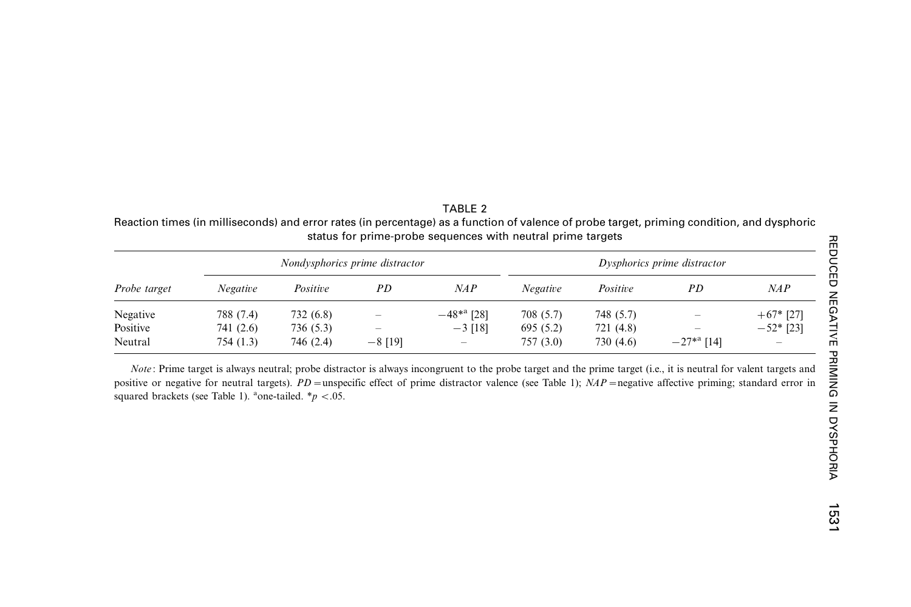TABLE 2

Reaction times (in milliseconds) and error rates (in percentage) as a function of valence of probe target, priming condition, and dysphoric status for prime-probe sequences with neutral prime targets

| Probe target | *Nondysphorics prime distractor* | | | | *Dysphorics prime distractor* | | | |
|---|---|---|---|---|---|---|---|---|
| | *Negative* | *Positive* | *PD* | *NAP* | *Negative* | *Positive* | *PD* | *NAP* |
| Negative | 788 (7.4) | 732 (6.8) | – | −48*[a] [28] | 708 (5.7) | 748 (5.7) | – | +67* [27] |
| Positive | 741 (2.6) | 736 (5.3) | – | −3 [18] | 695 (5.2) | 721 (4.8) | – | −52* [23] |
| Neutral | 754 (1.3) | 746 (2.4) | −8 [19] | – | 757 (3.0) | 730 (4.6) | −27*[a] [14] | – |

*Note*: Prime target is always neutral; probe distractor is always incongruent to the probe target and the prime target (i.e., it is neutral for valent targets and positive or negative for neutral targets). *PD* = unspecific effect of prime distractor valence (see Table 1); *NAP* = negative affective priming; standard error in squared brackets (see Table 1). [a]one-tailed. *$p < .05$.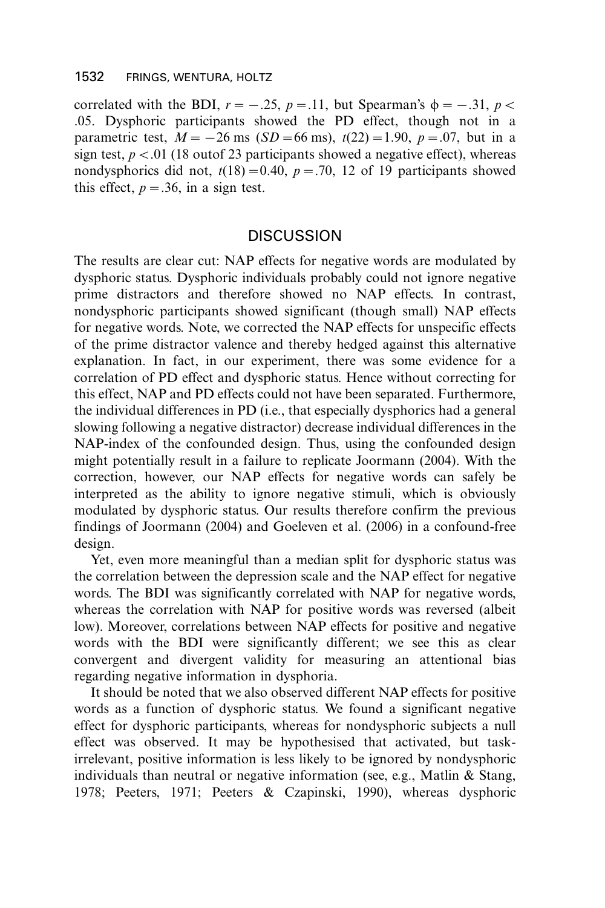correlated with the BDI, $r = -.25$, $p = .11$, but Spearman's $\phi = -.31$, $p < .05$. Dysphoric participants showed the PD effect, though not in a parametric test, $M = -26$ ms ($SD = 66$ ms), $t(22) = 1.90$, $p = .07$, but in a sign test, $p < .01$ (18 outof 23 participants showed a negative effect), whereas nondysphorics did not, $t(18) = 0.40$, $p = .70$, 12 of 19 participants showed this effect, $p = .36$, in a sign test.

## DISCUSSION

The results are clear cut: NAP effects for negative words are modulated by dysphoric status. Dysphoric individuals probably could not ignore negative prime distractors and therefore showed no NAP effects. In contrast, nondysphoric participants showed significant (though small) NAP effects for negative words. Note, we corrected the NAP effects for unspecific effects of the prime distractor valence and thereby hedged against this alternative explanation. In fact, in our experiment, there was some evidence for a correlation of PD effect and dysphoric status. Hence without correcting for this effect, NAP and PD effects could not have been separated. Furthermore, the individual differences in PD (i.e., that especially dysphorics had a general slowing following a negative distractor) decrease individual differences in the NAP-index of the confounded design. Thus, using the confounded design might potentially result in a failure to replicate Joormann (2004). With the correction, however, our NAP effects for negative words can safely be interpreted as the ability to ignore negative stimuli, which is obviously modulated by dysphoric status. Our results therefore confirm the previous findings of Joormann (2004) and Goeleven et al. (2006) in a confound-free design.

Yet, even more meaningful than a median split for dysphoric status was the correlation between the depression scale and the NAP effect for negative words. The BDI was significantly correlated with NAP for negative words, whereas the correlation with NAP for positive words was reversed (albeit low). Moreover, correlations between NAP effects for positive and negative words with the BDI were significantly different; we see this as clear convergent and divergent validity for measuring an attentional bias regarding negative information in dysphoria.

It should be noted that we also observed different NAP effects for positive words as a function of dysphoric status. We found a significant negative effect for dysphoric participants, whereas for nondysphoric subjects a null effect was observed. It may be hypothesised that activated, but task-irrelevant, positive information is less likely to be ignored by nondysphoric individuals than neutral or negative information (see, e.g., Matlin & Stang, 1978; Peeters, 1971; Peeters & Czapinski, 1990), whereas dysphoric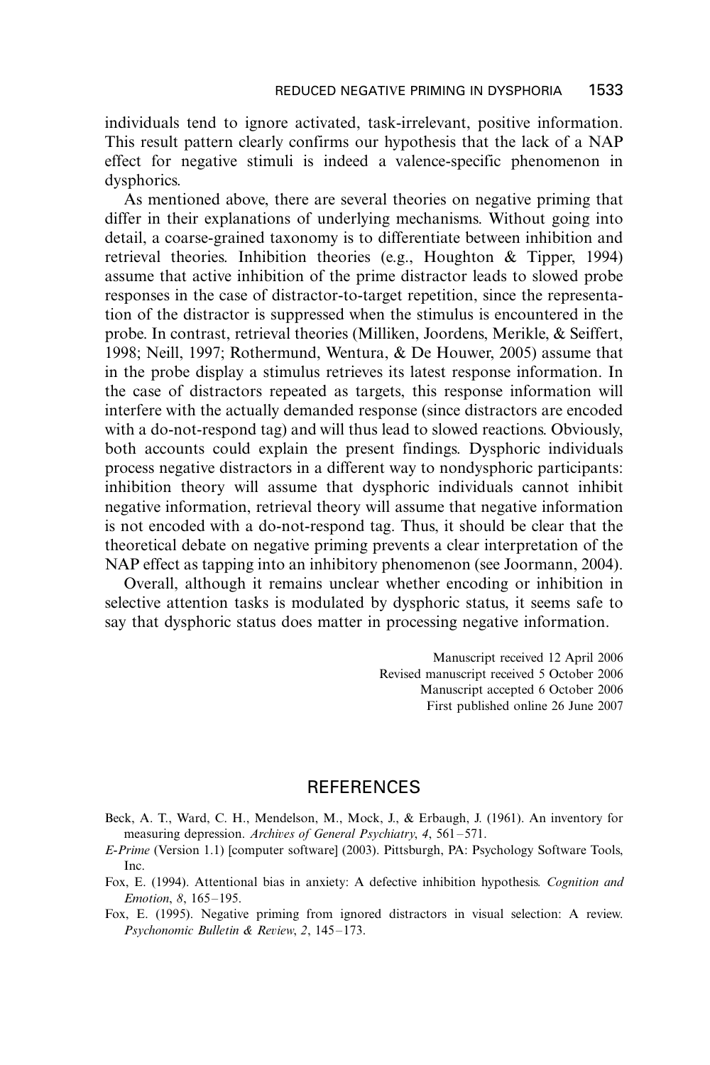individuals tend to ignore activated, task-irrelevant, positive information. This result pattern clearly confirms our hypothesis that the lack of a NAP effect for negative stimuli is indeed a valence-specific phenomenon in dysphorics.

As mentioned above, there are several theories on negative priming that differ in their explanations of underlying mechanisms. Without going into detail, a coarse-grained taxonomy is to differentiate between inhibition and retrieval theories. Inhibition theories (e.g., Houghton & Tipper, 1994) assume that active inhibition of the prime distractor leads to slowed probe responses in the case of distractor-to-target repetition, since the representation of the distractor is suppressed when the stimulus is encountered in the probe. In contrast, retrieval theories (Milliken, Joordens, Merikle, & Seiffert, 1998; Neill, 1997; Rothermund, Wentura, & De Houwer, 2005) assume that in the probe display a stimulus retrieves its latest response information. In the case of distractors repeated as targets, this response information will interfere with the actually demanded response (since distractors are encoded with a do-not-respond tag) and will thus lead to slowed reactions. Obviously, both accounts could explain the present findings. Dysphoric individuals process negative distractors in a different way to nondysphoric participants: inhibition theory will assume that dysphoric individuals cannot inhibit negative information, retrieval theory will assume that negative information is not encoded with a do-not-respond tag. Thus, it should be clear that the theoretical debate on negative priming prevents a clear interpretation of the NAP effect as tapping into an inhibitory phenomenon (see Joormann, 2004).

Overall, although it remains unclear whether encoding or inhibition in selective attention tasks is modulated by dysphoric status, it seems safe to say that dysphoric status does matter in processing negative information.

Manuscript received 12 April 2006
Revised manuscript received 5 October 2006
Manuscript accepted 6 October 2006
First published online 26 June 2007

## REFERENCES

Beck, A. T., Ward, C. H., Mendelson, M., Mock, J., & Erbaugh, J. (1961). An inventory for measuring depression. *Archives of General Psychiatry*, *4*, 561–571.

*E-Prime* (Version 1.1) [computer software] (2003). Pittsburgh, PA: Psychology Software Tools, Inc.

Fox, E. (1994). Attentional bias in anxiety: A defective inhibition hypothesis. *Cognition and Emotion*, *8*, 165–195.

Fox, E. (1995). Negative priming from ignored distractors in visual selection: A review. *Psychonomic Bulletin & Review*, *2*, 145–173.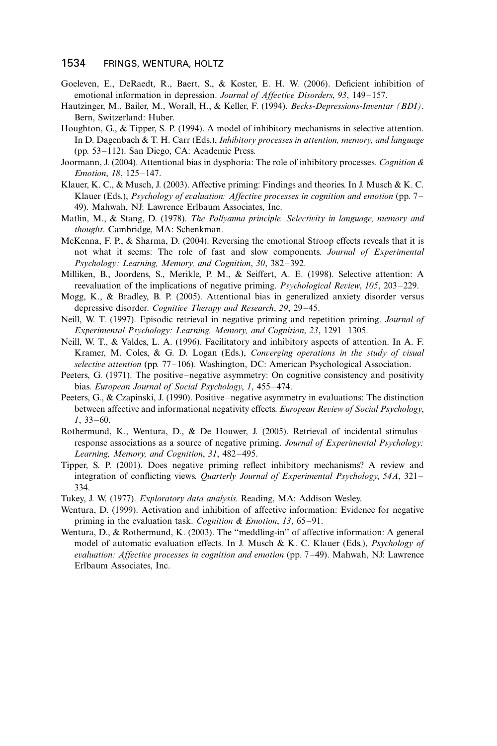Goeleven, E., DeRaedt, R., Baert, S., & Koster, E. H. W. (2006). Deficient inhibition of emotional information in depression. *Journal of Affective Disorders*, *93*, 149–157.

Hautzinger, M., Bailer, M., Worall, H., & Keller, F. (1994). *Becks-Depressions-Inventar (BDI)*. Bern, Switzerland: Huber.

Houghton, G., & Tipper, S. P. (1994). A model of inhibitory mechanisms in selective attention. In D. Dagenbach & T. H. Carr (Eds.), *Inhibitory processes in attention, memory, and language* (pp. 53–112). San Diego, CA: Academic Press.

Joormann, J. (2004). Attentional bias in dysphoria: The role of inhibitory processes. *Cognition & Emotion*, *18*, 125–147.

Klauer, K. C., & Musch, J. (2003). Affective priming: Findings and theories. In J. Musch & K. C. Klauer (Eds.), *Psychology of evaluation: Affective processes in cognition and emotion* (pp. 7–49). Mahwah, NJ: Lawrence Erlbaum Associates, Inc.

Matlin, M., & Stang, D. (1978). *The Pollyanna principle. Selectivity in language, memory and thought*. Cambridge, MA: Schenkman.

McKenna, F. P., & Sharma, D. (2004). Reversing the emotional Stroop effects reveals that it is not what it seems: The role of fast and slow components. *Journal of Experimental Psychology: Learning, Memory, and Cognition*, *30*, 382–392.

Milliken, B., Joordens, S., Merikle, P. M., & Seiffert, A. E. (1998). Selective attention: A reevaluation of the implications of negative priming. *Psychological Review*, *105*, 203–229.

Mogg, K., & Bradley, B. P. (2005). Attentional bias in generalized anxiety disorder versus depressive disorder. *Cognitive Therapy and Research*, *29*, 29–45.

Neill, W. T. (1997). Episodic retrieval in negative priming and repetition priming. *Journal of Experimental Psychology: Learning, Memory, and Cognition*, *23*, 1291–1305.

Neill, W. T., & Valdes, L. A. (1996). Facilitatory and inhibitory aspects of attention. In A. F. Kramer, M. Coles, & G. D. Logan (Eds.), *Converging operations in the study of visual selective attention* (pp. 77–106). Washington, DC: American Psychological Association.

Peeters, G. (1971). The positive–negative asymmetry: On cognitive consistency and positivity bias. *European Journal of Social Psychology*, *1*, 455–474.

Peeters, G., & Czapinski, J. (1990). Positive–negative asymmetry in evaluations: The distinction between affective and informational negativity effects. *European Review of Social Psychology*, *1*, 33–60.

Rothermund, K., Wentura, D., & De Houwer, J. (2005). Retrieval of incidental stimulus–response associations as a source of negative priming. *Journal of Experimental Psychology: Learning, Memory, and Cognition*, *31*, 482–495.

Tipper, S. P. (2001). Does negative priming reflect inhibitory mechanisms? A review and integration of conflicting views. *Quarterly Journal of Experimental Psychology*, *54A*, 321–334.

Tukey, J. W. (1977). *Exploratory data analysis*. Reading, MA: Addison Wesley.

Wentura, D. (1999). Activation and inhibition of affective information: Evidence for negative priming in the evaluation task. *Cognition & Emotion*, *13*, 65–91.

Wentura, D., & Rothermund, K. (2003). The "meddling-in" of affective information: A general model of automatic evaluation effects. In J. Musch & K. C. Klauer (Eds.), *Psychology of evaluation: Affective processes in cognition and emotion* (pp. 7–49). Mahwah, NJ: Lawrence Erlbaum Associates, Inc.